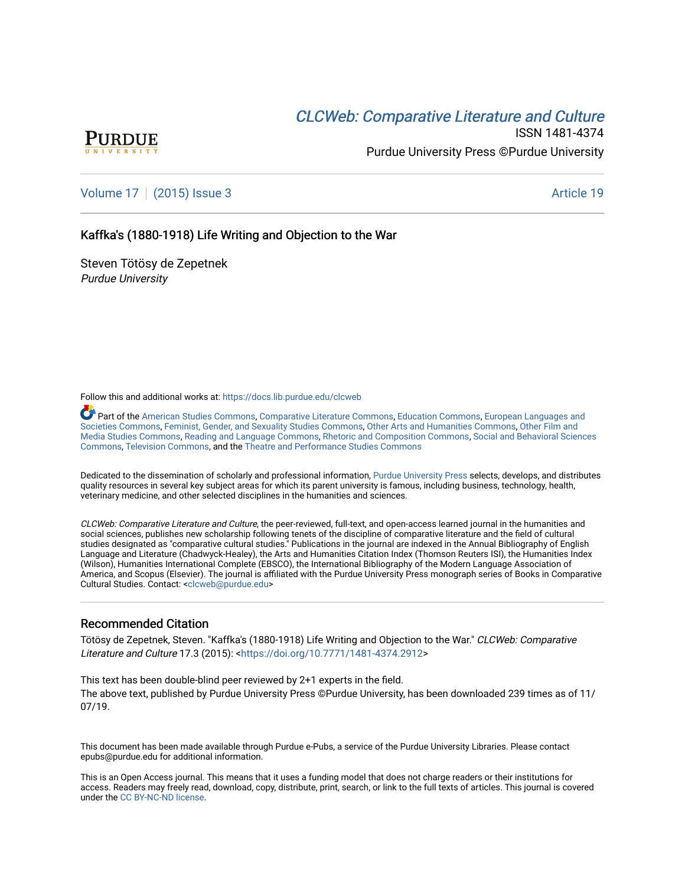# CLCWeb: Comparative Literature and Culture

ISSN 1481-4374

Purdue University Press ©Purdue University

Volume 17 | (2015) Issue 3 Article 19

## Kaffka's (1880-1918) Life Writing and Objection to the War

Steven Tötösy de Zepetnek
*Purdue University*

Follow this and additional works at: https://docs.lib.purdue.edu/clcweb

Part of the American Studies Commons, Comparative Literature Commons, Education Commons, European Languages and Societies Commons, Feminist, Gender, and Sexuality Studies Commons, Other Arts and Humanities Commons, Other Film and Media Studies Commons, Reading and Language Commons, Rhetoric and Composition Commons, Social and Behavioral Sciences Commons, Television Commons, and the Theatre and Performance Studies Commons

Dedicated to the dissemination of scholarly and professional information, Purdue University Press selects, develops, and distributes quality resources in several key subject areas for which its parent university is famous, including business, technology, health, veterinary medicine, and other selected disciplines in the humanities and sciences.

*CLCWeb: Comparative Literature and Culture*, the peer-reviewed, full-text, and open-access learned journal in the humanities and social sciences, publishes new scholarship following tenets of the discipline of comparative literature and the field of cultural studies designated as "comparative cultural studies." Publications in the journal are indexed in the Annual Bibliography of English Language and Literature (Chadwyck-Healey), the Arts and Humanities Citation Index (Thomson Reuters ISI), the Humanities Index (Wilson), Humanities International Complete (EBSCO), the International Bibliography of the Modern Language Association of America, and Scopus (Elsevier). The journal is affiliated with the Purdue University Press monograph series of Books in Comparative Cultural Studies. Contact: <clcweb@purdue.edu>

## Recommended Citation

Tötösy de Zepetnek, Steven. "Kaffka's (1880-1918) Life Writing and Objection to the War." *CLCWeb: Comparative Literature and Culture* 17.3 (2015): <https://doi.org/10.7771/1481-4374.2912>

This text has been double-blind peer reviewed by 2+1 experts in the field.
The above text, published by Purdue University Press ©Purdue University, has been downloaded 239 times as of 11/07/19.

This document has been made available through Purdue e-Pubs, a service of the Purdue University Libraries. Please contact epubs@purdue.edu for additional information.

This is an Open Access journal. This means that it uses a funding model that does not charge readers or their institutions for access. Readers may freely read, download, copy, distribute, print, search, or link to the full texts of articles. This journal is covered under the CC BY-NC-ND license.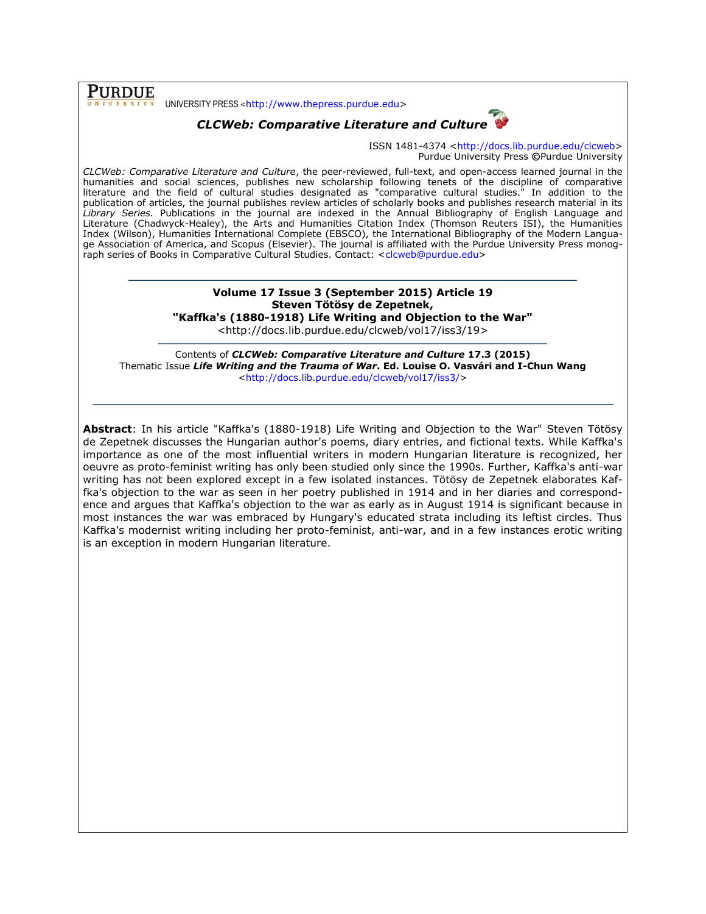**PURDUE** UNIVERSITY PRESS <http://www.thepress.purdue.edu>

### *CLCWeb: Comparative Literature and Culture*

ISSN 1481-4374 <http://docs.lib.purdue.edu/clcweb>
Purdue University Press ©Purdue University

*CLCWeb: Comparative Literature and Culture*, the peer-reviewed, full-text, and open-access learned journal in the humanities and social sciences, publishes new scholarship following tenets of the discipline of comparative literature and the field of cultural studies designated as "comparative cultural studies." In addition to the publication of articles, the journal publishes review articles of scholarly books and publishes research material in its *Library Series.* Publications in the journal are indexed in the Annual Bibliography of English Language and Literature (Chadwyck-Healey), the Arts and Humanities Citation Index (Thomson Reuters ISI), the Humanities Index (Wilson), Humanities International Complete (EBSCO), the International Bibliography of the Modern Language Association of America, and Scopus (Elsevier). The journal is affiliated with the Purdue University Press monograph series of Books in Comparative Cultural Studies. Contact: <clcweb@purdue.edu>

---

**Volume 17 Issue 3 (September 2015) Article 19**
**Steven Tötösy de Zepetnek,**
**"Kaffka's (1880-1918) Life Writing and Objection to the War"**
<http://docs.lib.purdue.edu/clcweb/vol17/iss3/19>

---

Contents of ***CLCWeb: Comparative Literature and Culture* 17.3 (2015)**
Thematic Issue ***Life Writing and the Trauma of War*. Ed. Louise O. Vasvári and I-Chun Wang**
<http://docs.lib.purdue.edu/clcweb/vol17/iss3/>

---

**Abstract**: In his article "Kaffka's (1880-1918) Life Writing and Objection to the War" Steven Tötösy de Zepetnek discusses the Hungarian author's poems, diary entries, and fictional texts. While Kaffka's importance as one of the most influential writers in modern Hungarian literature is recognized, her oeuvre as proto-feminist writing has only been studied only since the 1990s. Further, Kaffka's anti-war writing has not been explored except in a few isolated instances. Tötösy de Zepetnek elaborates Kaffka's objection to the war as seen in her poetry published in 1914 and in her diaries and correspondence and argues that Kaffka's objection to the war as early as in August 1914 is significant because in most instances the war was embraced by Hungary's educated strata including its leftist circles. Thus Kaffka's modernist writing including her proto-feminist, anti-war, and in a few instances erotic writing is an exception in modern Hungarian literature.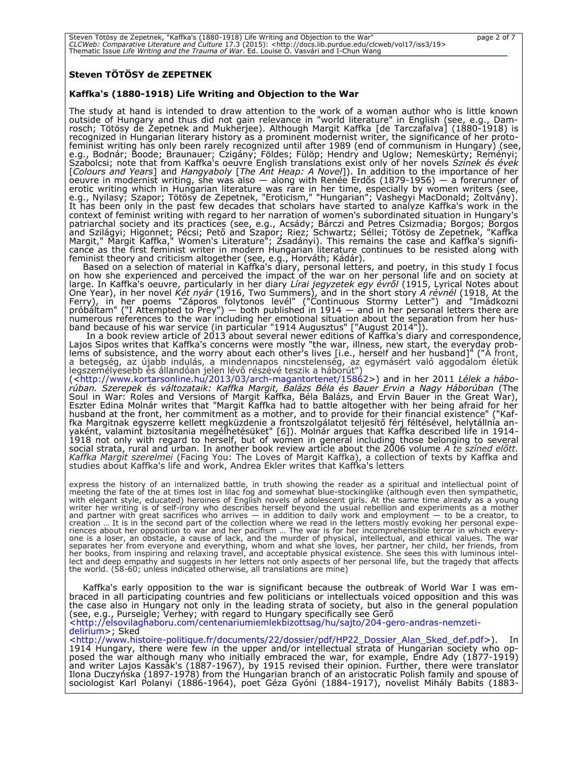**Steven TÖTÖSY de ZEPETNEK**

**Kaffka's (1880-1918) Life Writing and Objection to the War**

The study at hand is intended to draw attention to the work of a woman author who is little known outside of Hungary and thus did not gain relevance in "world literature" in English (see, e.g., Damrosch; Tötösy de Zepetnek and Mukherjee). Although Margit Kaffka [de Tarczafalva] (1880-1918) is recognized in Hungarian literary history as a prominent modernist writer, the significance of her proto-feminist writing has only been rarely recognized until after 1989 (end of communism in Hungary) (see, e.g., Bodnár; Boode; Braunauer; Czigány; Földes; Fülöp; Hendry and Uglow; Nemeskürty; Reményi; Szabolcsi; note that from Kaffka's oeuvre English translations exist only of her novels *Színek és évek* [*Colours and Years*] and *Hangyaboly* [*The Ant Heap: A Novel*]). In addition to the importance of her oeuvre in modernist writing, she was also — along with Renée Erdős (1879-1956) — a forerunner of erotic writing which in Hungarian literature was rare in her time, especially by women writers (see, e.g., Nyilasy; Szapor; Tötösy de Zepetnek, "Eroticism," "Hungarian"; Vashegyi MacDonald; Zoltvány). It has been only in the past few decades that scholars have started to analyze Kaffka's work in the context of feminist writing with regard to her narration of women's subordinated situation in Hungary's patriarchal society and its practices (see, e.g., Acsády; Bárczi and Petres Csizmadia; Borgos; Borgos and Szilágyi; Higonnet; Pécsi; Pető and Szapor; Riez; Schwartz; Séllei; Tötösy de Zepetnek, "Kaffka Margit," Margit Kaffka," Women's Literature"; Zsadányi). This remains the case and Kaffka's significance as the first feminist writer in modern Hungarian literature continues to be resisted along with feminist theory and criticism altogether (see, e.g., Horváth; Kádár).

Based on a selection of material in Kaffka's diary, personal letters, and poetry, in this study I focus on how she experienced and perceived the impact of the war on her personal life and on society at large. In Kaffka's oeuvre, particularly in her diary *Lírai jegyzetek egy évről* (1915, Lyrical Notes about One Year), in her novel *Két nyár* (1916, Two Summers), and in the short story *A révnél* (1918, At the Ferry), in her poems "Záporos folytonos levél" ("Continuous Stormy Letter") and "Imádkozni próbáltam" ("I Attempted to Prey") — both published in 1914 — and in her personal letters there are numerous references to the war including her emotional situation about the separation from her husband because of his war service (in particular "1914 Augusztus" ["August 2014"]).

In a book review article of 2013 about several newer editions of Kaffka's diary and correspondence, Lajos Sipos writes that Kaffka's concerns were mostly "the war, illness, new start, the everyday problems of subsistence, and the worry about each other's lives [i.e., herself and her husband]" ("A front, a betegség, az újabb indulás, a mindennapos nincstelenség, az egymásért való aggodalom életük legszemélyesebb és állandóan jelen lévő részévé teszik a háborút") (<http://www.kortarsonline.hu/2013/03/arch-magantortenet/15862>) and in her 2011 *Lélek a háborúban. Szerepek és változataik: Kaffka Margit, Balázs Béla és Bauer Ervin a Nagy Háborúban* (The Soul in War: Roles and Versions of Margit Kaffka, Béla Balázs, and Ervin Bauer in the Great War), Eszter Edina Molnár writes that "Margit Kaffka had to battle altogether with her being afraid for her husband at the front, her commitment as a mother, and to provide for their financial existence" ("Kaffka Margitnak egyszerre kellett megküzdenie a frontszolgálatot teljesítő férj féltésével, helytállnia anyaként, valamint biztosítania megélhetésüket" [6]). Molnár argues that Kaffka described life in 1914-1918 not only with regard to herself, but of women in general including those belonging to several social strata, rural and urban. In another book review article about the 2006 volume *A te színed előtt. Kaffka Margit szerelmei* (Facing You: The Loves of Margit Kaffka), a collection of texts by Kaffka and studies about Kaffka's life and work, Andrea Ekler writes that Kaffka's letters

> express the history of an internalized battle, in truth showing the reader as a spiritual and intellectual point of meeting the fate of the at times lost in lilac fog and somewhat blue-stockinglike (although even then sympathetic, with elegant style, educated) heroines of English novels of adolescent girls. At the same time already as a young writer her writing is of self-irony who describes herself beyond the usual rebellion and experiments as a mother and partner with great sacrifices who arrives — in addition to daily work and employment — to be a creator, to creation … It is in the second part of the collection where we read in the letters mostly evoking her personal experiences about her opposition to war and her pacifism … The war is for her incomprehensible terror in which everyone is a loser, an obstacle, a cause of lack, and the murder of physical, intellectual, and ethical values. The war separates her from everyone and everything, whom and what she loves, her partner, her child, her friends, from her books, from inspiring and relaxing travel, and acceptable physical existence. She sees this with luminous intellect and deep empathy and suggests in her letters not only aspects of her personal life, but the tragedy that affects the world. (58-60; unless indicated otherwise, all translations are mine)

Kaffka's early opposition to the war is significant because the outbreak of World War I was embraced in all participating countries and few politicians or intellectuals voiced opposition and this was the case also in Hungary not only in the leading strata of society, but also in the general population (see, e.g., Purseigle; Verhey; with regard to Hungary specifically see Gerő <http://elsovilaghaboru.com/centenariumiemlekbizottsag/hu/sajto/204-gero-andras-nemzeti-delirium>; Sked <http://www.histoire-politique.fr/documents/22/dossier/pdf/HP22_Dossier_Alan_Sked_def.pdf>). In 1914 Hungary, there were few in the upper and/or intellectual strata of Hungarian society who opposed the war although many who initially embraced the war, for example, Endre Ady (1877-1919) and writer Lajos Kassák's (1887-1967), by 1915 revised their opinion. Further, there were translator Ilona Duczyńska (1897-1978) from the Hungarian branch of an aristocratic Polish family and spouse of sociologist Karl Polanyi (1886-1964), poet Géza Gyóni (1884-1917), novelist Mihály Babits (1883-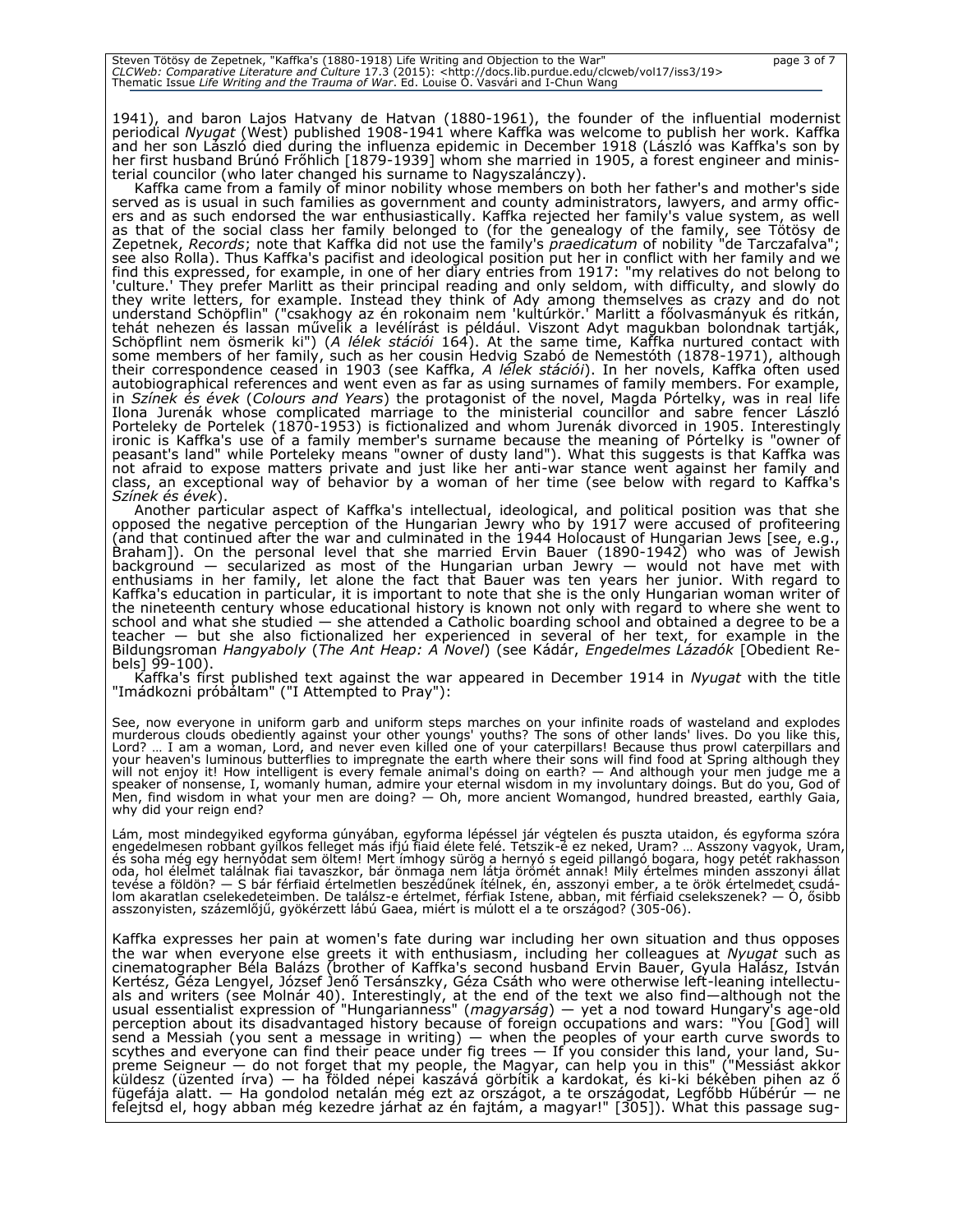1941), and baron Lajos Hatvany de Hatvan (1880-1961), the founder of the influential modernist periodical *Nyugat* (West) published 1908-1941 where Kaffka was welcome to publish her work. Kaffka and her son László died during the influenza epidemic in December 1918 (László was Kaffka's son by her first husband Brúnó Frőhlich [1879-1939] whom she married in 1905, a forest engineer and ministerial councilor (who later changed his surname to Nagyszalánczy).

Kaffka came from a family of minor nobility whose members on both her father's and mother's side served as is usual in such families as government and county administrators, lawyers, and army officers and as such endorsed the war enthusiastically. Kaffka rejected her family's value system, as well as that of the social class her family belonged to (for the genealogy of the family, see Tötösy de Zepetnek, *Records*; note that Kaffka did not use the family's *praedicatum* of nobility "de Tarczafalva"; see also Rolla). Thus Kaffka's pacifist and ideological position put her in conflict with her family and we find this expressed, for example, in one of her diary entries from 1917: "my relatives do not belong to 'culture.' They prefer Marlitt as their principal reading and only seldom, with difficulty, and slowly do they write letters, for example. Instead they think of Ady among themselves as crazy and do not understand Schöpflin" ("csakhogy az én rokonaim nem 'kultúrkör.' Marlitt a főolvasmányuk és ritkán, tehát nehezen és lassan művelik a levélírást is például. Viszont Adyt magukban bolondnak tartják, Schöpflint nem ösmerik ki") (*A lélek stációi* 164). At the same time, Kaffka nurtured contact with some members of her family, such as her cousin Hedvig Szabó de Nemestóth (1878-1971), although their correspondence ceased in 1903 (see Kaffka, *A lélek stációi*). In her novels, Kaffka often used autobiographical references and went even as far as using surnames of family members. For example, in *Színek és évek* (*Colours and Years*) the protagonist of the novel, Magda Pórtelky, was in real life Ilona Jurenák whose complicated marriage to the ministerial councillor and sabre fencer László Porteleky de Portelek (1870-1953) is fictionalized and whom Jurenák divorced in 1905. Interestingly ironic is Kaffka's use of a family member's surname because the meaning of Pórtelky is "owner of peasant's land" while Porteleky means "owner of dusty land"). What this suggests is that Kaffka was not afraid to expose matters private and just like her anti-war stance went against her family and class, an exceptional way of behavior by a woman of her time (see below with regard to Kaffka's *Színek és évek*).

Another particular aspect of Kaffka's intellectual, ideological, and political position was that she opposed the negative perception of the Hungarian Jewry who by 1917 were accused of profiteering (and that continued after the war and culminated in the 1944 Holocaust of Hungarian Jews [see, e.g., Braham]). On the personal level that she married Ervin Bauer (1890-1942) who was of Jewish background — secularized as most of the Hungarian urban Jewry — would not have met with enthusiams in her family, let alone the fact that Bauer was ten years her junior. With regard to Kaffka's education in particular, it is important to note that she is the only Hungarian woman writer of the nineteenth century whose educational history is known not only with regard to where she went to school and what she studied — she attended a Catholic boarding school and obtained a degree to be a teacher — but she also fictionalized her experienced in several of her text, for example in the Bildungsroman *Hangyaboly* (*The Ant Heap: A Novel*) (see Kádár, *Engedelmes Lázadók* [Obedient Rebels] 99-100).

Kaffka's first published text against the war appeared in December 1914 in *Nyugat* with the title "Imádkozni próbáltam" ("I Attempted to Pray"):

> See, now everyone in uniform garb and uniform steps marches on your infinite roads of wasteland and explodes murderous clouds obediently against your other youngs' youths? The sons of other lands' lives. Do you like this, Lord? … I am a woman, Lord, and never even killed one of your caterpillars! Because thus prowl caterpillars and your heaven's luminous butterflies to impregnate the earth where their sons will find food at Spring although they will not enjoy it! How intelligent is every female animal's doing on earth? — And although your men judge me a speaker of nonsense, I, womanly human, admire your eternal wisdom in my involuntary doings. But do you, God of Men, find wisdom in what your men are doing? — Oh, more ancient Womangod, hundred breasted, earthly Gaia, why did your reign end?
>
> Lám, most mindegyikéd egyforma gúnyában, egyforma lépéssel jár végtelen és puszta utaidon, és egyforma szóra engedelmesen robbant gyilkos felleget más ifjú fiaid élete felé. Tetszik-é ez neked, Uram? … Asszony vagyok, Uram, és soha még egy hernyódat sem öltem! Mert imhogy sürög a hernyó s egeid pillangó bogara, hogy petét rakhasson oda, hol élelmet találnak fiai tavaszkor, bár önmaga nem látja örömét annak! Mily értelmes minden asszonyi állat tevése a földön? — S bár férfiaid értelmetlen beszédűnek ítélnek, én, asszonyi ember, a te örök értelmedet csudálom akaratlan cselekedeteimben. De találsz-e értelmet, férfiak Istene, abban, mit férfiaid cselekszenek? — Ó, ősibb asszonyisten, százemlőjű, gyökérzett lábú Gaea, miért is múlott el a te országod? (305-06).

Kaffka expresses her pain at women's fate during war including her own situation and thus opposes the war when everyone else greets it with enthusiasm, including her colleagues at *Nyugat* such as cinematographer Béla Balázs (brother of Kaffka's second husband Ervin Bauer, Gyula Halász, István Kertész, Géza Lengyel, József Jenő Tersánszky, Géza Csáth who were otherwise left-leaning intellectuals and writers (see Molnár 40). Interestingly, at the end of the text we also find—although not the usual essentialist expression of "Hungarianness" (*magyarság*) — yet a nod toward Hungary's age-old perception about its disadvantaged history because of foreign occupations and wars: "You [God] will send a Messiah (you sent a message in writing) — when the peoples of your earth curve swords to scythes and everyone can find their peace under fig trees — If you consider this land, your land, Supreme Seigneur — do not forget that my people, the Magyar, can help you in this" ("Messiást akkor küldesz (üzented írva) — ha földed népei kaszává görbítik a kardokat, és ki-ki békében pihen az ő fügefája alatt. — Ha gondolod netalán még ezt az országot, a te országodat, Legfőbb Hűbérúr — ne felejtsd el, hogy abban még kezedre járhat az én fajtám, a magyar!" [305]). What this passage sug-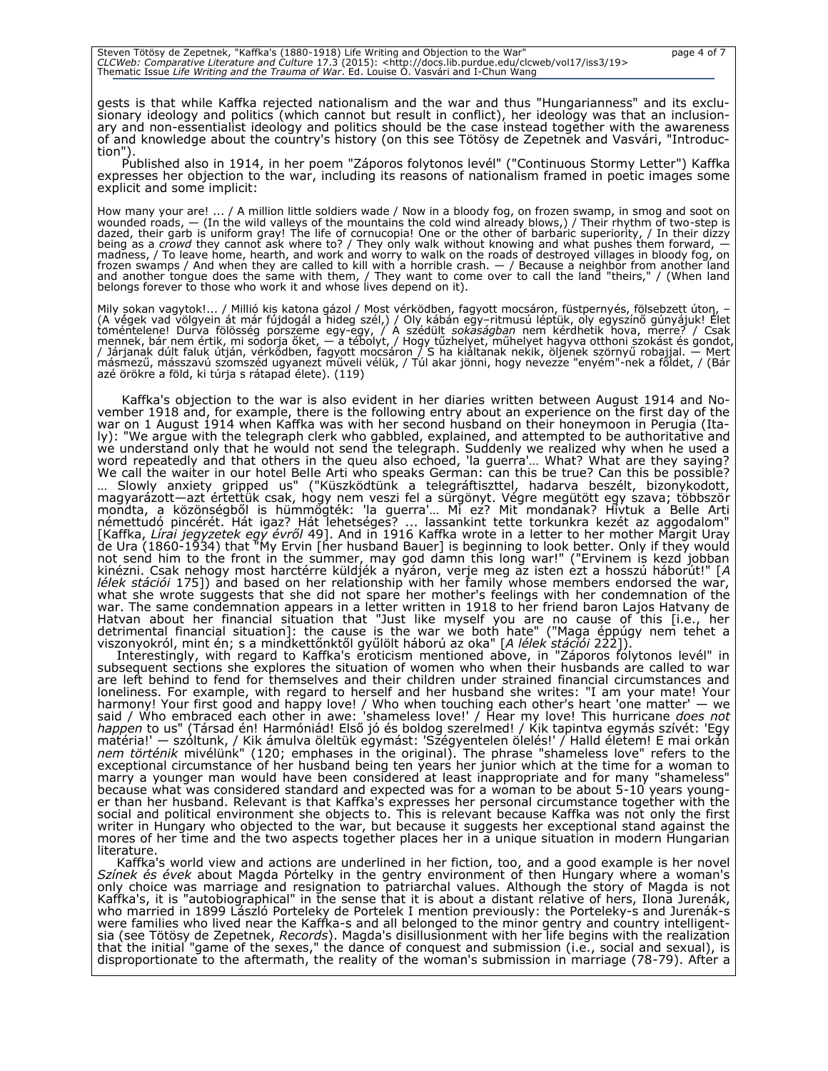gests is that while Kaffka rejected nationalism and the war and thus "Hungarianness" and its exclusionary ideology and politics (which cannot but result in conflict), her ideology was that an inclusionary and non-essentialist ideology and politics should be the case instead together with the awareness of and knowledge about the country's history (on this see Tötösy de Zepetnek and Vasvári, "Introduction").

Published also in 1914, in her poem "Záporos folytonos levél" ("Continuous Stormy Letter") Kaffka expresses her objection to the war, including its reasons of nationalism framed in poetic images some explicit and some implicit:

How many your are! ... / A million little soldiers wade / Now in a bloody fog, on frozen swamp, in smog and soot on wounded roads, — (In the wild valleys of the mountains the cold wind already blows,) / Their rhythm of two-step is dazed, their garb is uniform gray! The life of cornucopia! One or the other of barbaric superiority, / In their dizzy being as a *crowd* they cannot ask where to? / They only walk without knowing and what pushes them forward, — madness, / To leave home, hearth, and work and worry to walk on the roads of destroyed villages in bloody fog, on frozen swamps / And when they are called to kill with a horrible crash. — / Because a neighbor from another land and another tongue does the same with them, / They want to come over to call the land "theirs," / (When land belongs forever to those who work it and whose lives depend on it).

Mily sokan vagytok!... / Millió kis katona gázol / Most vérködben, fagyott mocsáron, füstpernyés, fölsebzett úton, – (A végek vad völgyein át már fújdogál a hideg szél,) / Oly kábán egy–ritmusú léptük, oly egyszínű gúnyájuk! Élet töméntelene! Durva fölösség porszeme egy-egy, / A szédült *sokaságban* nem kérdhetik hova, merre? / Csak mennek, bár nem értik, mi sodorja őket, — a téboly, / Hogy tűzhelyet, műhelyet hagyva otthoni szokást és gondot, / Járjanak dúlt faluk útján, vérködben, fagyott mocsáron / S ha kiáltanak nekik, öljenek szörnyű robajjal. — Mert másmezű, másszavú szomszéd ugyanezt műveli vélük, / Túl akar jönni, hogy nevezze "enyém"-nek a földet, / (Bár azé örökre a föld, ki túrja s rátapad élete). (119)

Kaffka's objection to the war is also evident in her diaries written between August 1914 and November 1918 and, for example, there is the following entry about an experience on the first day of the war on 1 August 1914 when Kaffka was with her second husband on their honeymoon in Perugia (Italy): "We argue with the telegraph clerk who gabbled, explained, and attempted to be authoritative and we understand only that he would not send the telegraph. Suddenly we realized why when he used a word repeatedly and that others in the queu also echoed, 'la guerra'… What? What are they saying? We call the waiter in our hotel Belle Arti who speaks German: can this be true? Can this be possible? … Slowly anxiety gripped us" ("Küszködtünk a telegráftiszttel, hadarva beszélt, bizonykodott, magyarázott—azt értettük csak, hogy nem veszi fel a sürgönyt. Végre megütött egy szava; többször mondta, a közönségből is hümmögték: 'la guerra'… Mi ez? Mit mondanak? Hívtuk a Belle Arti németttudó pincérét. Hát igaz? Hát lehetséges? ... lassankint tette torkunkra kezét az aggodalom" [Kaffka, *Lírai jegyzetek egy évről* 49]. And in 1916 Kaffka wrote in a letter to her mother Margit Uray de Ura (1860-1934) that "My Ervin [her husband Bauer] is beginning to look better. Only if they would not send him to the front in the summer, may god damn this long war!" ("Ervinem is kezd jobban kinézni. Csak nehogy most harctérre küldjék a nyáron, verje meg az isten ezt a hosszú háborút!" [*A lélek stációi* 175]) and based on her relationship with her family whose members endorsed the war, what she wrote suggests that she did not spare her mother's feelings with her condemnation of the war. The same condemnation appears in a letter written in 1918 to her friend baron Lajos Hatvany de Hatvan about her financial situation that "Just like myself you are no cause of this [i.e., her detrimental financial situation]: the cause is the war we both hate" ("Maga éppúgy nem tehet a viszonyokról, mint én; s a mindkettőnktől gyűlölt háború az oka" [*A lélek stációi* 222]).

Interestingly, with regard to Kaffka's eroticism mentioned above, in "Záporos folytonos levél" in subsequent sections she explores the situation of women who when their husbands are called to war are left behind to fend for themselves and their children under strained financial circumstances and loneliness. For example, with regard to herself and her husband she writes: "I am your mate! Your harmony! Your first good and happy love! / Who when touching each other's heart 'one matter' — we said / Who embraced each other in awe: 'shameless love!' / Hear my love! This hurricane *does not happen* to us" (Társad én! Harmóniád! Első jó és boldog szerelmed! / Kik tapintva egymás szívét: 'Egy matéria!' — szóltunk, / Kik ámulva öleltük egymást: 'Szégyentelen ölelés!' / Halld életem! E mai orkán *nem történik* mivélünk" (120; emphases in the original). The phrase "shameless love" refers to the exceptional circumstance of her husband being ten years her junior which at the time for a woman to marry a younger man would have been considered at least inappropriate and for many "shameless" because what was considered standard and expected was for a woman to be about 5-10 years younger than her husband. Relevant is that Kaffka's expresses her personal circumstance together with the social and political environment she objects to. This is relevant because Kaffka was not only the first writer in Hungary who objected to the war, but because it suggests her exceptional stand against the mores of her time and the two aspects together places her in a unique situation in modern Hungarian literature.

Kaffka's world view and actions are underlined in her fiction, too, and a good example is her novel *Színek és évek* about Magda Pórtelky in the gentry environment of then Hungary where a woman's only choice was marriage and resignation to patriarchal values. Although the story of Magda is not Kaffka's, it is "autobiographical" in the sense that it is about a distant relative of hers, Ilona Jurenák, who married in 1899 László Porteleky de Portelek I mention previously: the Porteleky-s and Jurenák-s were families who lived near the Kaffka-s and all belonged to the minor gentry and country intelligentsia (see Tötösy de Zepetnek, *Records*). Magda's disillusionment with her life begins with the realization that the initial "game of the sexes," the dance of conquest and submission (i.e., social and sexual), is disproportionate to the aftermath, the reality of the woman's submission in marriage (78-79). After a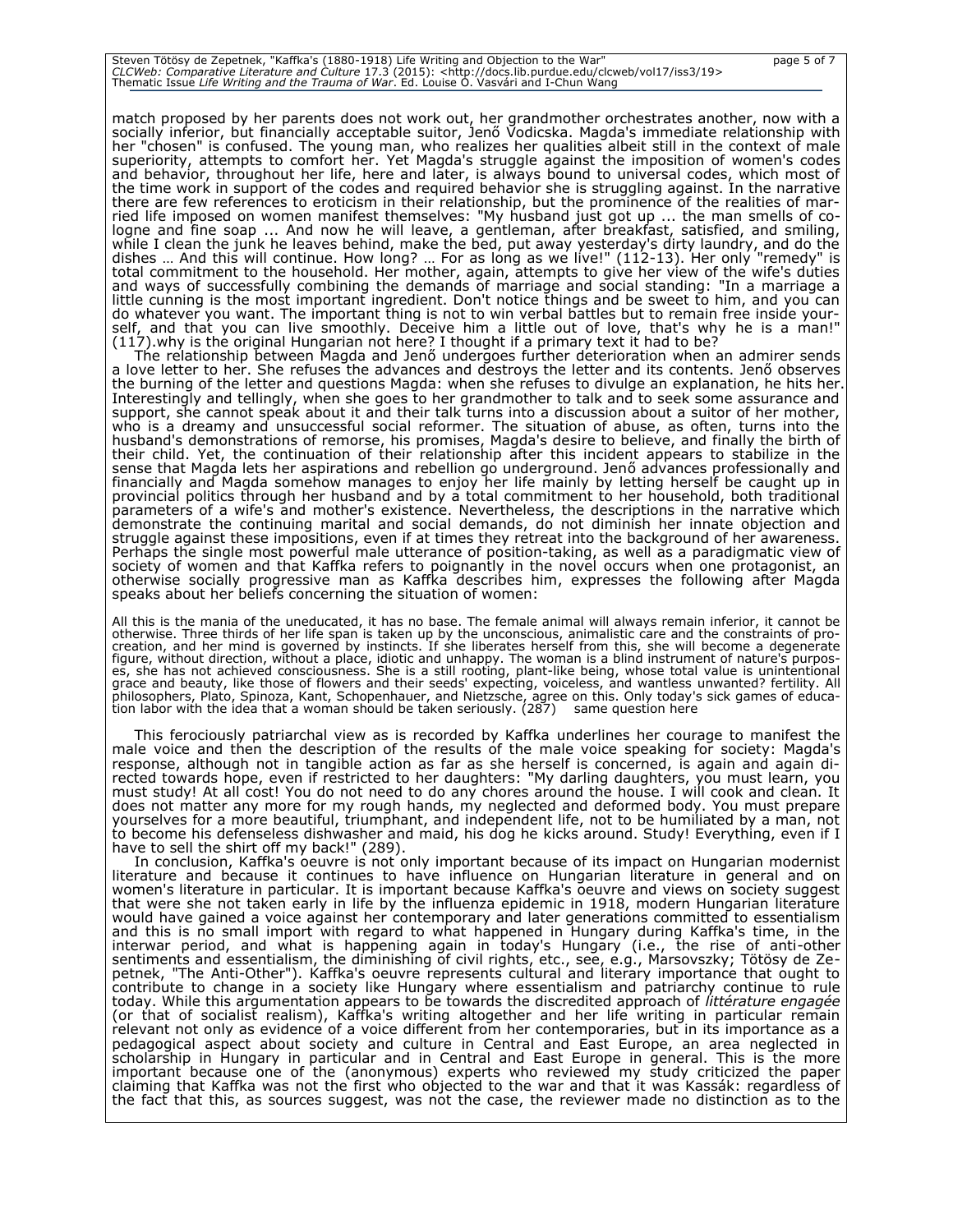match proposed by her parents does not work out, her grandmother orchestrates another, now with a socially inferior, but financially acceptable suitor, Jenő Vodicska. Magda's immediate relationship with her "chosen" is confused. The young man, who realizes her qualities albeit still in the context of male superiority, attempts to comfort her. Yet Magda's struggle against the imposition of women's codes and behavior, throughout her life, here and later, is always bound to universal codes, which most of the time work in support of the codes and required behavior she is struggling against. In the narrative there are few references to eroticism in their relationship, but the prominence of the realities of married life imposed on women manifest themselves: "My husband just got up ... the man smells of cologne and fine soap ... And now he will leave, a gentleman, after breakfast, satisfied, and smiling, while I clean the junk he leaves behind, make the bed, put away yesterday's dirty laundry, and do the dishes … And this will continue. How long? … For as long as we live!" (112-13). Her only "remedy" is total commitment to the household. Her mother, again, attempts to give her view of the wife's duties and ways of successfully combining the demands of marriage and social standing: "In a marriage a little cunning is the most important ingredient. Don't notice things and be sweet to him, and you can do whatever you want. The important thing is not to win verbal battles but to remain free inside yourself, and that you can live smoothly. Deceive him a little out of love, that's why he is a man!" (117).why is the original Hungarian not here? I thought if a primary text it had to be?

The relationship between Magda and Jenő undergoes further deterioration when an admirer sends a love letter to her. She refuses the advances and destroys the letter and its contents. Jenő observes the burning of the letter and questions Magda: when she refuses to divulge an explanation, he hits her. Interestingly and tellingly, when she goes to her grandmother to talk and to seek some assurance and support, she cannot speak about it and their talk turns into a discussion about a suitor of her mother, who is a dreamy and unsuccessful social reformer. The situation of abuse, as often, turns into the husband's demonstrations of remorse, his promises, Magda's desire to believe, and finally the birth of their child. Yet, the continuation of their relationship after this incident appears to stabilize in the sense that Magda lets her aspirations and rebellion go underground. Jenő advances professionally and financially and Magda somehow manages to enjoy her life mainly by letting herself be caught up in provincial politics through her husband and by a total commitment to her household, both traditional parameters of a wife's and mother's existence. Nevertheless, the descriptions in the narrative which demonstrate the continuing marital and social demands, do not diminish her innate objection and struggle against these impositions, even if at times they retreat into the background of her awareness. Perhaps the single most powerful male utterance of position-taking, as well as a paradigmatic view of society of women and that Kaffka refers to poignantly in the novel occurs when one protagonist, an otherwise socially progressive man as Kaffka describes him, expresses the following after Magda speaks about her beliefs concerning the situation of women:

> All this is the mania of the uneducated, it has no base. The female animal will always remain inferior, it cannot be otherwise. Three thirds of her life span is taken up by the unconscious, animalistic care and the constraints of procreation, and her mind is governed by instincts. If she liberates herself from this, she will become a degenerate figure, without direction, without a place, idiotic and unhappy. The woman is a blind instrument of nature's purposes, she has not achieved consciousness. She is a still rooting, plant-like being, whose total value is unintentional grace and beauty, like those of flowers and their seeds' expecting, voiceless, and wantless unwanted? fertility. All philosophers, Plato, Spinoza, Kant, Schopenhauer, and Nietzsche, agree on this. Only today's sick games of education labor with the idea that a woman should be taken seriously. (287) same question here

This ferociously patriarchal view as is recorded by Kaffka underlines her courage to manifest the male voice and then the description of the results of the male voice speaking for society: Magda's response, although not in tangible action as far as she herself is concerned, is again and again directed towards hope, even if restricted to her daughters: "My darling daughters, you must learn, you must study! At all cost! You do not need to do any chores around the house. I will cook and clean. It does not matter any more for my rough hands, my neglected and deformed body. You must prepare yourselves for a more beautiful, triumphant, and independent life, not to be humiliated by a man, not to become his defenseless dishwasher and maid, his dog he kicks around. Study! Everything, even if I have to sell the shirt off my back!" (289).

In conclusion, Kaffka's oeuvre is not only important because of its impact on Hungarian modernist literature and because it continues to have influence on Hungarian literature in general and on women's literature in particular. It is important because Kaffka's oeuvre and views on society suggest that were she not taken early in life by the influenza epidemic in 1918, modern Hungarian literature would have gained a voice against her contemporary and later generations committed to essentialism and this is no small import with regard to what happened in Hungary during Kaffka's time, in the interwar period, and what is happening again in today's Hungary (i.e., the rise of anti-other sentiments and essentialism, the diminishing of civil rights, etc., see, e.g., Marsovszky; Tötösy de Zepetnek, "The Anti-Other"). Kaffka's oeuvre represents cultural and literary importance that ought to contribute to change in a society like Hungary where essentialism and patriarchy continue to rule today. While this argumentation appears to be towards the discredited approach of *littérature engagée* (or that of socialist realism), Kaffka's writing altogether and her life writing in particular remain relevant not only as evidence of a voice different from her contemporaries, but in its importance as a pedagogical aspect about society and culture in Central and East Europe, an area neglected in scholarship in Hungary in particular and in Central and East Europe in general. This is the more important because one of the (anonymous) experts who reviewed my study criticized the paper claiming that Kaffka was not the first who objected to the war and that it was Kassák: regardless of the fact that this, as sources suggest, was not the case, the reviewer made no distinction as to the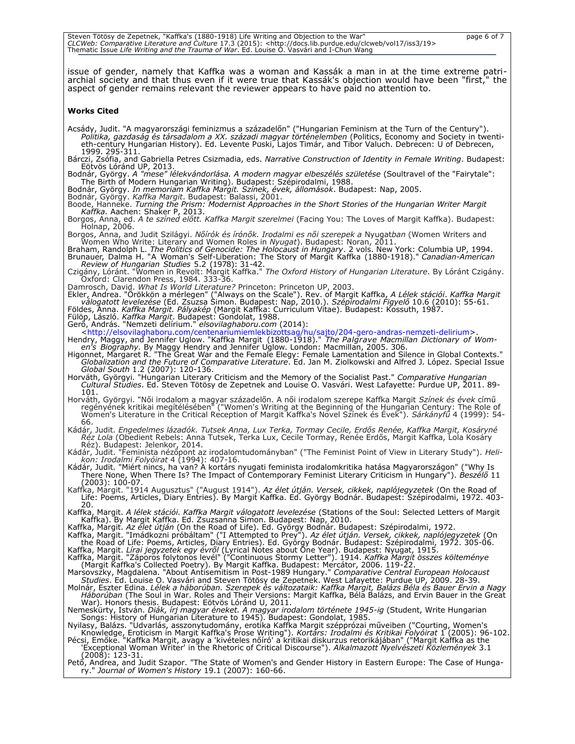issue of gender, namely that Kaffka was a woman and Kassák a man in at the time extreme patriarchial society and that thus even if it were true that Kassák's objection would have been "first," the aspect of gender remains relevant the reviewer appears to have paid no attention to.

**Works Cited**

Acsády, Judit. "A magyarországi feminizmus a századelőn" ("Hungarian Feminism at the Turn of the Century"). *Politika, gazdaság és társadalom a XX. századi magyar történelemben* (Politics, Economy and Society in twentieth-century Hungarian History). Ed. Levente Püski, Lajos Timár, and Tibor Valuch. Debrecen: U of Debrecen, 1999. 295-311.

Bárczi, Zsófia, and Gabriella Petres Csizmadia, eds. *Narrative Construction of Identity in Female Writing*. Budapest: Eötvös Lóránd UP, 2013.

Bodnár, György. *A "mese" lélekvándorlása. A modern magyar elbeszélés születése* (Soultravel of the "Fairytale": The Birth of Modern Hungarian Writing). Budapest: Szépirodalmi, 1988.

Bodnár, György. *In memoriam Kaffka Margit. Színek, évek, állomások*. Budapest: Nap, 2005.

Bodnár, György. *Kaffka Margit*. Budapest: Balassi, 2001.

Boode, Hanneke. *Turning the Prism: Modernist Approaches in the Short Stories of the Hungarian Writer Margit Kaffka.* Aachen: Shaker P, 2013.

Borgos, Anna, ed. *A te színed előtt. Kaffka Margit szerelmei* (Facing You: The Loves of Margit Kaffka). Budapest: Holnap, 2006.

Borgos, Anna, and Judit Szilágyi. *Nőírók és írónők. Irodalmi es női szerepek a* Nyugat*ban* (Women Writers and Women Who Write: Literary and Women Roles in *Nyugat*). Budapest: Noran, 2011.

Braham, Randolph L. *The Politics of Genocide: The Holocaust in Hungary*. 2 vols. New York: Columbia UP, 1994.

Brunauer, Dalma H. "A Woman's Self-Liberation: The Story of Margit Kaffka (1880-1918)." *Canadian-American Review of Hungarian Studies* 5.2 (1978): 31-42.

Czigány, Lóránt. "Women in Revolt: Margit Kaffka." *The Oxford History of Hungarian Literature*. By Lóránt Czigány. Oxford: Clarendon Press, 1984. 333-36.

Damrosch, David. *What Is World Literature?* Princeton: Princeton UP, 2003.

Ekler, Andrea. "Örökkön a mérlegen" ("Always on the Scale"). Rev. of Margit Kaffka, *A Lélek stációi. Kaffka Margit válogatott levelezése* (Ed. Zsuzsa Simon. Budapest: Nap, 2010.). *Szépirodalmi Figyelő* 10.6 (2010): 55-61.

Földes, Anna. *Kaffka Margit. Pályakép* (Margit Kaffka: Curriculum Vitae). Budapest: Kossuth, 1987.

Fülöp, László. *Kaffka Margit*. Budapest: Gondolat, 1988.

Gerő, András. "Nemzeti delírium." *elsovilaghaboru.com* (2014): <http://elsovilaghaboru.com/centenariumiemlekbizottsag/hu/sajto/204-gero-andras-nemzeti-delirium>.

Hendry, Maggy, and Jennifer Uglow. "Kaffka Margit (1880-1918)." *The Palgrave Macmillan Dictionary of Women's Biography.* By Maggy Hendry and Jennifer Uglow. London: Macmillan, 2005. 306.

Higonnet, Margaret R. "The Great War and the Female Elegy: Female Lamentation and Silence in Global Contexts." *Globalization and the Future of Comparative Literature*. Ed. Jan M. Ziolkowski and Alfred J. López. Special Issue *Global South* 1.2 (2007): 120-136.

Horváth, Györgyi. "Hungarian Literary Criticism and the Memory of the Socialist Past." *Comparative Hungarian Cultural Studies*. Ed. Steven Tötösy de Zepetnek and Louise O. Vasvári. West Lafayette: Purdue UP, 2011. 89-101.

Horváth, Györgyi. "Női irodalom a magyar századelőn. A női irodalom szerepe Kaffka Margit *Színek és évek* című regényének kritikai megítélésében" ("Women's Writing at the Beginning of the Hungarian Century: The Role of Women's Literature in the Critical Reception of Margit Kaffka's Novel Színek és Évek"). *Sárkányfű* 4 (1999): 54-66.

Kádár, Judit. *Engedelmes lázadók. Tutsek Anna, Lux Terka, Tormay Cecile, Erdős Renée, Kaffka Margit, Kosáryné Réz Lola* (Obedient Rebels: Anna Tutsek, Terka Lux, Cecile Tormay, Renée Erdős, Margit Kaffka, Lola Kosáry Réz). Budapest: Jelenkor, 2014.

Kádár, Judit. "Feminista nézőpont az irodalomtudományban" ("The Feminist Point of View in Literary Study"). *Helikon: Irodalmi Folyóirat* 4 (1994): 407-16.

Kádár, Judit. "Miért nincs, ha van? A kortárs nyugati feminista irodalomkritika hatása Magyarországon" ("Why Is There None, When There Is? The Impact of Contemporary Feminist Literary Criticism in Hungary"). *Beszélő* 11 (2003): 100-07.

Kaffka, Margit. "1914 Augusztus" ("August 1914"). *Az élet útján. Versek, cikkek, naplójegyzetek* (On the Road of Life: Poems, Articles, Diary Entries). By Margit Kaffka. Ed. György Bodnár. Budapest: Szépirodalmi, 1972. 403-20.

Kaffka, Margit. *A lélek stációi. Kaffka Margit válogatott levelezése* (Stations of the Soul: Selected Letters of Margit Kaffka). By Margit Kaffka. Ed. Zsuzsanna Simon. Budapest: Nap, 2010.

Kaffka, Margit. *Az élet útján* (On the Road of Life). Ed. György Bodnár. Budapest: Szépirodalmi, 1972.

Kaffka, Margit. "Imádkozni próbáltam" ("I Attempted to Prey"). *Az élet útján. Versek, cikkek, naplójegyzetek* (On the Road of Life: Poems, Articles, Diary Entries). Ed. György Bodnár. Budapest: Szépirodalmi, 1972. 305-06.

Kaffka, Margit. *Lírai jegyzetek egy évről* (Lyrical Notes about One Year). Budapest: Nyugat, 1915.

Kaffka, Margit. "Záporos folytonos levél" ("Continuous Stormy Letter"). 1914. *Kaffka Margit összes költeménye* (Margit Kaffka's Collected Poetry). By Margit Kaffka. Budapest: Mercátor, 2006. 119-22.

Marsovszky, Magdalena. "About Antisemitism in Post-1989 Hungary." *Comparative Central European Holocaust Studies*. Ed. Louise O. Vasvári and Steven Tötösy de Zepetnek. West Lafayette: Purdue UP, 2009. 28-39.

Molnár, Eszter Edina. *Lélek a háborúban. Szerepek és változataik: Kaffka Margit, Balázs Béla és Bauer Ervin a Nagy Háborúban* (The Soul in War. Roles and Their Versions: Margit Kaffka, Béla Balázs, and Ervin Bauer in the Great War). Honors thesis. Budapest: Eötvös Lóránd U, 2011.

Nemeskürty, István. *Diák, írj magyar éneket. A magyar irodalom története 1945-ig* (Student, Write Hungarian Songs: History of Hungarian Literature to 1945). Budapest: Gondolat, 1985.

Nyilasy, Balázs. "Udvarlás, asszonytudomány, erotika Kaffka Margit szépprózai műveiben ("Courting, Women's Knowledge, Eroticism in Margit Kaffka's Prose Writing"). *Kortárs: Irodalmi és Kritikai Folyóirat* 1 (2005): 96-102.

Pécsi, Emőke. "Kaffka Margit, avagy a 'kivételes nőíró' a kritikai diskurzus retorikájában" ("Margit Kaffka as the 'Exceptional Woman Writer' in the Rhetoric of Critical Discourse"). *Alkalmazott Nyelvészeti Közlemények* 3.1 (2008): 123-31.

Pető, Andrea, and Judit Szapor. "The State of Women's and Gender History in Eastern Europe: The Case of Hungary." *Journal of Women's History* 19.1 (2007): 160-66.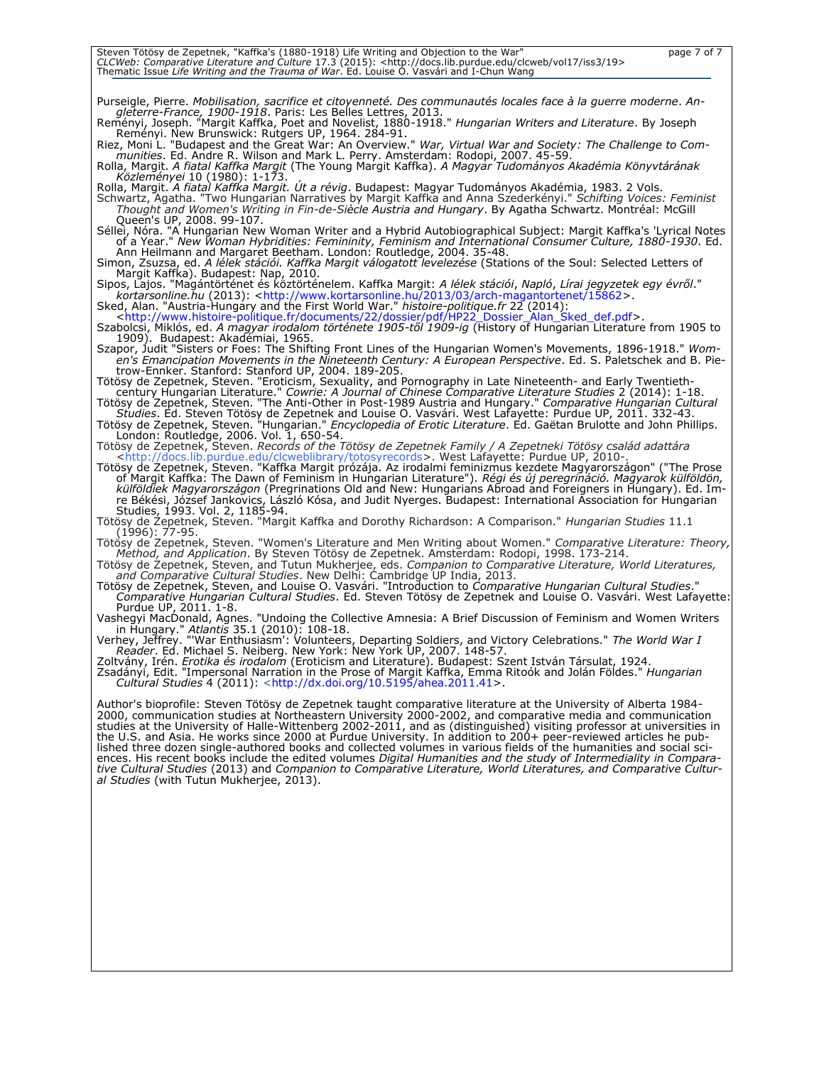Purseigle, Pierre. *Mobilisation, sacrifice et citoyenneté. Des communautés locales face à la guerre moderne. Angleterre-France, 1900-1918*. Paris: Les Belles Lettres, 2013.

Reményi, Joseph. "Margit Kaffka, Poet and Novelist, 1880-1918." *Hungarian Writers and Literature*. By Joseph Reményi. New Brunswick: Rutgers UP, 1964. 284-91.

Riez, Moni L. "Budapest and the Great War: An Overview." *War, Virtual War and Society: The Challenge to Communities*. Ed. Andre R. Wilson and Mark L. Perry. Amsterdam: Rodopi, 2007. 45-59.

Rolla, Margit. *A fiatal Kaffka Margit* (The Young Margit Kaffka). *A Magyar Tudományos Akadémia Könyvtárának Közleményei* 10 (1980): 1-173.

Rolla, Margit. *A fiatal Kaffka Margit. Út a révig*. Budapest: Magyar Tudományos Akadémia, 1983. 2 Vols.

Schwartz, Agatha. "Two Hungarian Narratives by Margit Kaffka and Anna Szederkényi." *Schifting Voices: Feminist Thought and Women's Writing in Fin-de-Siècle Austria and Hungary*. By Agatha Schwartz. Montréal: McGill Queen's UP, 2008. 99-107.

Séllei, Nóra. "A Hungarian New Woman Writer and a Hybrid Autobiographical Subject: Margit Kaffka's 'Lyrical Notes of a Year." *New Woman Hybridities: Femininity, Feminism and International Consumer Culture, 1880-1930*. Ed. Ann Heilmann and Margaret Beetham. London: Routledge, 2004. 35-48.

Simon, Zsuzsa, ed. *A lélek stációi. Kaffka Margit válogatott levelezése* (Stations of the Soul: Selected Letters of Margit Kaffka). Budapest: Nap, 2010.

Sipos, Lajos. "Magántörténet és köztörténelem. Kaffka Margit: *A lélek stációi*, *Napló*, *Lírai jegyzetek egy évről*." *kortarsonline.hu* (2013): <http://www.kortarsonline.hu/2013/03/arch-magantortenet/15862>.

Sked, Alan. "Austria-Hungary and the First World War." *histoire-politique.fr* 22 (2014): <http://www.histoire-politique.fr/documents/22/dossier/pdf/HP22_Dossier_Alan_Sked_def.pdf>.

Szabolcsi, Miklós, ed. *A magyar irodalom története 1905-től 1909-ig* (History of Hungarian Literature from 1905 to 1909). Budapest: Akadémiai, 1965.

Szapor, Judit "Sisters or Foes: The Shifting Front Lines of the Hungarian Women's Movements, 1896-1918." *Women's Emancipation Movements in the Nineteenth Century: A European Perspective*. Ed. S. Paletschek and B. Pietrow-Ennker. Stanford: Stanford UP, 2004. 189-205.

Tötösy de Zepetnek, Steven. "Eroticism, Sexuality, and Pornography in Late Nineteenth- and Early Twentieth-century Hungarian Literature." *Cowrie: A Journal of Chinese Comparative Literature Studies* 2 (2014): 1-18.

Tötösy de Zepetnek, Steven. "The Anti-Other in Post-1989 Austria and Hungary." *Comparative Hungarian Cultural Studies*. Ed. Steven Tötösy de Zepetnek and Louise O. Vasvári. West Lafayette: Purdue UP, 2011. 332-43.

Tötösy de Zepetnek, Steven. "Hungarian." *Encyclopedia of Erotic Literature*. Ed. Gaëtan Brulotte and John Phillips. London: Routledge, 2006. Vol. 1, 650-54.

Tötösy de Zepetnek, Steven. *Records of the Tötösy de Zepetnek Family / A Zepetneki Tötösy család adattára* <http://docs.lib.purdue.edu/clcweblibrary/totosyrecords>. West Lafayette: Purdue UP, 2010-.

Tötösy de Zepetnek, Steven. "Kaffka Margit prózája. Az irodalmi feminizmus kezdete Magyarországon" ("The Prose of Margit Kaffka: The Dawn of Feminism in Hungarian Literature"). *Régi és új peregrináció. Magyarok külföldön, külföldiek Magyarországon* (Pregrinations Old and New: Hungarians Abroad and Foreigners in Hungary). Ed. Imre Békési, József Jankovics, László Kósa, and Judit Nyerges. Budapest: International Association for Hungarian Studies, 1993. Vol. 2, 1185-94.

Tötösy de Zepetnek, Steven. "Margit Kaffka and Dorothy Richardson: A Comparison." *Hungarian Studies* 11.1 (1996): 77-95.

Tötösy de Zepetnek, Steven. "Women's Literature and Men Writing about Women." *Comparative Literature: Theory, Method, and Application*. By Steven Tötösy de Zepetnek. Amsterdam: Rodopi, 1998. 173-214.

Tötösy de Zepetnek, Steven, and Tutun Mukherjee, eds. *Companion to Comparative Literature, World Literatures, and Comparative Cultural Studies*. New Delhi: Cambridge UP India, 2013.

Tötösy de Zepetnek, Steven, and Louise O. Vasvári. "Introduction to *Comparative Hungarian Cultural Studies*." *Comparative Hungarian Cultural Studies*. Ed. Steven Tötösy de Zepetnek and Louise O. Vasvári. West Lafayette: Purdue UP, 2011. 1-8.

Vashegyi MacDonald, Agnes. "Undoing the Collective Amnesia: A Brief Discussion of Feminism and Women Writers in Hungary." *Atlantis* 35.1 (2010): 108-18.

Verhey, Jeffrey. "'War Enthusiasm': Volunteers, Departing Soldiers, and Victory Celebrations." *The World War I Reader*. Ed. Michael S. Neiberg. New York: New York UP, 2007. 148-57.

Zoltvány, Irén. *Erotika és irodalom* (Eroticism and Literature). Budapest: Szent István Társulat, 1924.

Zsadányi, Edit. "Impersonal Narration in the Prose of Margit Kaffka, Emma Ritoók and Jolán Földes." *Hungarian Cultural Studies* 4 (2011): <http://dx.doi.org/10.5195/ahea.2011.41>.

Author's bioprofile: Steven Tötösy de Zepetnek taught comparative literature at the University of Alberta 1984-2000, communication studies at Northeastern University 2000-2002, and comparative media and communication studies at the University of Halle-Wittenberg 2002-2011, and as (distinguished) visiting professor at universities in the U.S. and Asia. He works since 2000 at Purdue University. In addition to 200+ peer-reviewed articles he published three dozen single-authored books and collected volumes in various fields of the humanities and social sciences. His recent books include the edited volumes *Digital Humanities and the study of Intermediality in Comparative Cultural Studies* (2013) and *Companion to Comparative Literature, World Literatures, and Comparative Cultural Studies* (with Tutun Mukherjee, 2013).